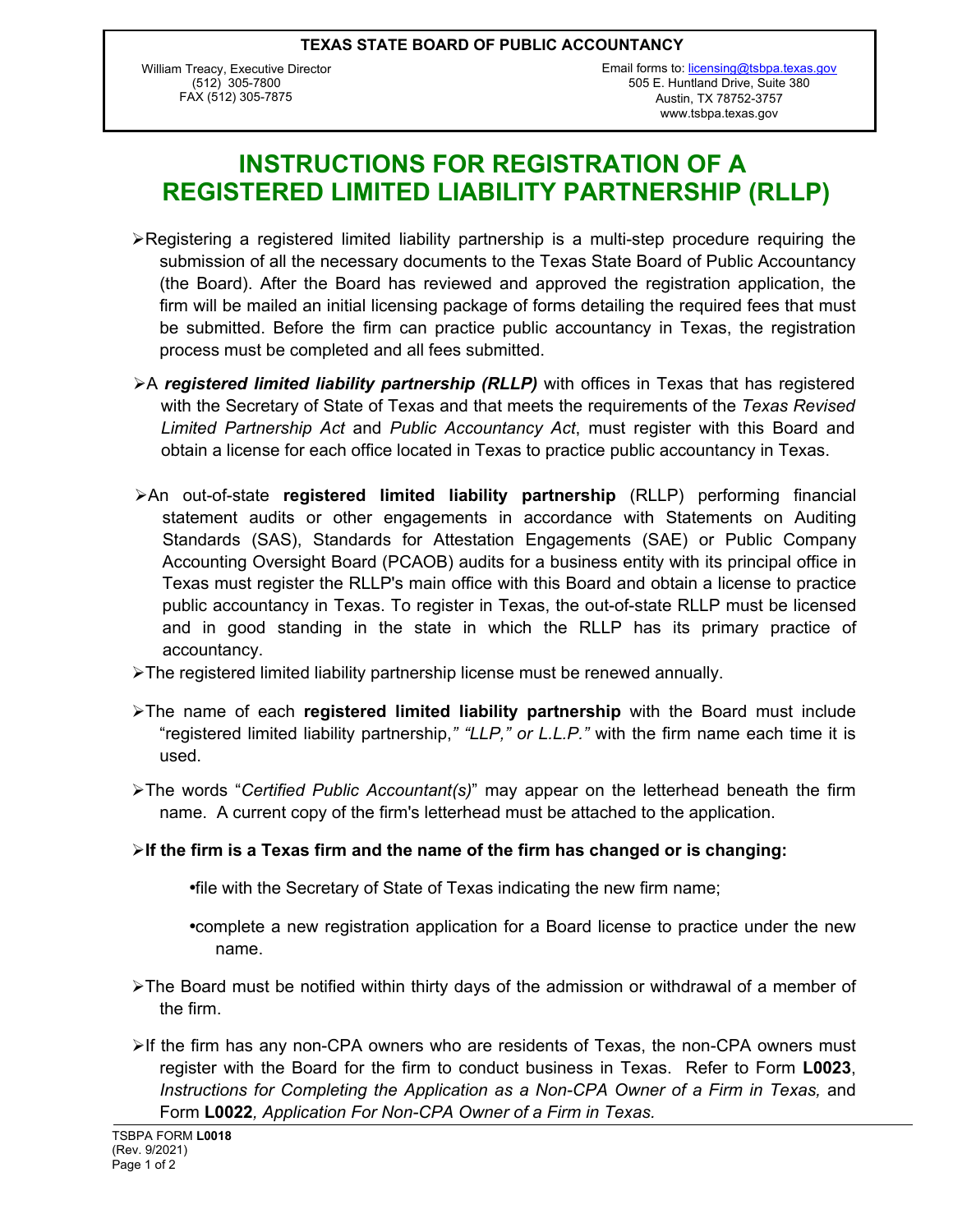**TEXAS STATE BOARD OF PUBLIC ACCOUNTANCY**

William Treacy, Executive Director
(512) 305-7800
FAX (512) 305-7875

Email forms to: licensing@tsbpa.texas.gov
505 E. Huntland Drive, Suite 380
Austin, TX 78752-3757
www.tsbpa.texas.gov

# INSTRUCTIONS FOR REGISTRATION OF A REGISTERED LIMITED LIABILITY PARTNERSHIP (RLLP)

- Registering a registered limited liability partnership is a multi-step procedure requiring the submission of all the necessary documents to the Texas State Board of Public Accountancy (the Board). After the Board has reviewed and approved the registration application, the firm will be mailed an initial licensing package of forms detailing the required fees that must be submitted. Before the firm can practice public accountancy in Texas, the registration process must be completed and all fees submitted.

- A ***registered limited liability partnership (RLLP)*** with offices in Texas that has registered with the Secretary of State of Texas and that meets the requirements of the *Texas Revised Limited Partnership Act* and *Public Accountancy Act*, must register with this Board and obtain a license for each office located in Texas to practice public accountancy in Texas.

- An out-of-state **registered limited liability partnership** (RLLP) performing financial statement audits or other engagements in accordance with Statements on Auditing Standards (SAS), Standards for Attestation Engagements (SAE) or Public Company Accounting Oversight Board (PCAOB) audits for a business entity with its principal office in Texas must register the RLLP's main office with this Board and obtain a license to practice public accountancy in Texas. To register in Texas, the out-of-state RLLP must be licensed and in good standing in the state in which the RLLP has its primary practice of accountancy.

- The registered limited liability partnership license must be renewed annually.

- The name of each **registered limited liability partnership** with the Board must include "registered limited liability partnership,*" "LLP," or L.L.P."* with the firm name each time it is used.

- The words "*Certified Public Accountant(s)*" may appear on the letterhead beneath the firm name. A current copy of the firm's letterhead must be attached to the application.

- **If the firm is a Texas firm and the name of the firm has changed or is changing:**

  - file with the Secretary of State of Texas indicating the new firm name;
  - complete a new registration application for a Board license to practice under the new name.

- The Board must be notified within thirty days of the admission or withdrawal of a member of the firm.

- If the firm has any non-CPA owners who are residents of Texas, the non-CPA owners must register with the Board for the firm to conduct business in Texas. Refer to Form **L0023**, *Instructions for Completing the Application as a Non-CPA Owner of a Firm in Texas,* and Form **L0022***, Application For Non-CPA Owner of a Firm in Texas.*

TSBPA FORM **L0018**
(Rev. 9/2021)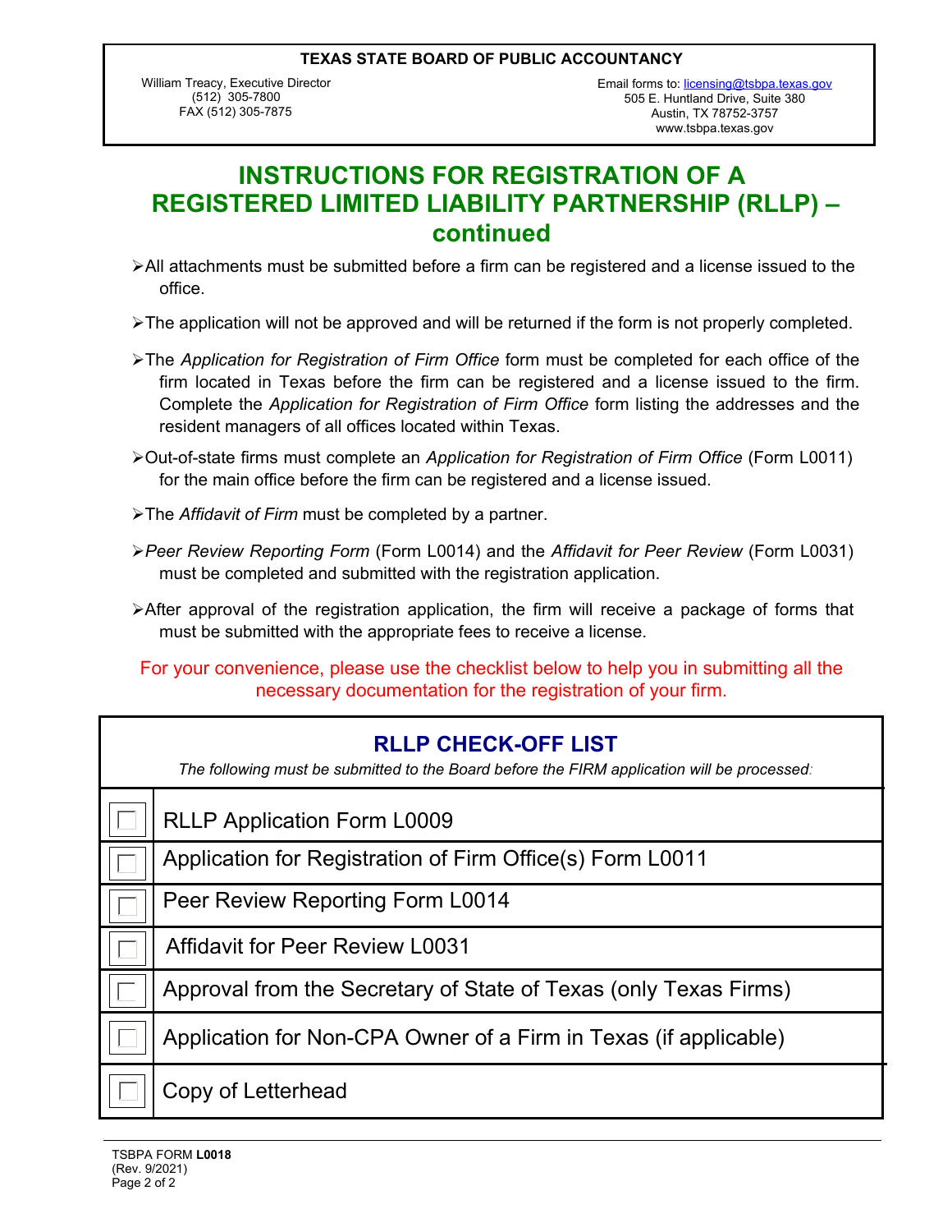**TEXAS STATE BOARD OF PUBLIC ACCOUNTANCY**

William Treacy, Executive Director
(512) 305-7800
FAX (512) 305-7875

Email forms to: licensing@tsbpa.texas.gov
505 E. Huntland Drive, Suite 380
Austin, TX 78752-3757
www.tsbpa.texas.gov

# INSTRUCTIONS FOR REGISTRATION OF A REGISTERED LIMITED LIABILITY PARTNERSHIP (RLLP) – continued

- All attachments must be submitted before a firm can be registered and a license issued to the office.
- The application will not be approved and will be returned if the form is not properly completed.
- The *Application for Registration of Firm Office* form must be completed for each office of the firm located in Texas before the firm can be registered and a license issued to the firm. Complete the *Application for Registration of Firm Office* form listing the addresses and the resident managers of all offices located within Texas.
- Out-of-state firms must complete an *Application for Registration of Firm Office* (Form L0011) for the main office before the firm can be registered and a license issued.
- The *Affidavit of Firm* must be completed by a partner.
- *Peer Review Reporting Form* (Form L0014) and the *Affidavit for Peer Review* (Form L0031) must be completed and submitted with the registration application.
- After approval of the registration application, the firm will receive a package of forms that must be submitted with the appropriate fees to receive a license.

For your convenience, please use the checklist below to help you in submitting all the necessary documentation for the registration of your firm.

## RLLP CHECK-OFF LIST

*The following must be submitted to the Board before the FIRM application will be processed:*

| | |
|---|---|
| ☐ | RLLP Application Form L0009 |
| ☐ | Application for Registration of Firm Office(s) Form L0011 |
| ☐ | Peer Review Reporting Form L0014 |
| ☐ | Affidavit for Peer Review L0031 |
| ☐ | Approval from the Secretary of State of Texas (only Texas Firms) |
| ☐ | Application for Non-CPA Owner of a Firm in Texas (if applicable) |
| ☐ | Copy of Letterhead |

TSBPA FORM **L0018**
(Rev. 9/2021)